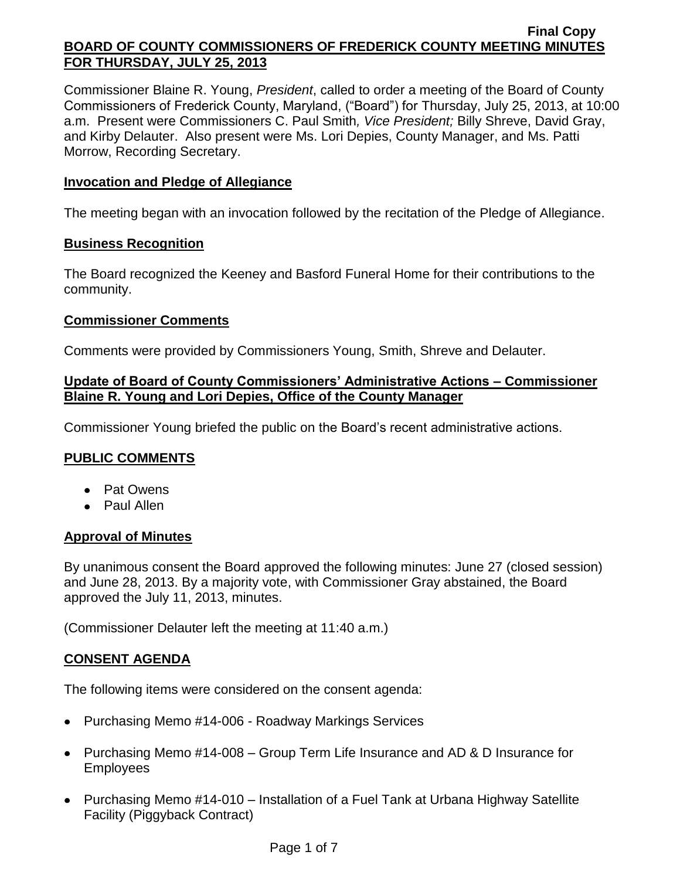**Final Copy**

# BOARD OF COUNTY COMMISSIONERS OF FREDERICK COUNTY MEETING MINUTES FOR THURSDAY, JULY 25, 2013

Commissioner Blaine R. Young, *President*, called to order a meeting of the Board of County Commissioners of Frederick County, Maryland, ("Board") for Thursday, July 25, 2013, at 10:00 a.m. Present were Commissioners C. Paul Smith*, Vice President;* Billy Shreve, David Gray, and Kirby Delauter. Also present were Ms. Lori Depies, County Manager, and Ms. Patti Morrow, Recording Secretary.

## Invocation and Pledge of Allegiance

The meeting began with an invocation followed by the recitation of the Pledge of Allegiance.

## Business Recognition

The Board recognized the Keeney and Basford Funeral Home for their contributions to the community.

## Commissioner Comments

Comments were provided by Commissioners Young, Smith, Shreve and Delauter.

## Update of Board of County Commissioners' Administrative Actions – Commissioner Blaine R. Young and Lori Depies, Office of the County Manager

Commissioner Young briefed the public on the Board's recent administrative actions.

## PUBLIC COMMENTS

- Pat Owens
- Paul Allen

## Approval of Minutes

By unanimous consent the Board approved the following minutes: June 27 (closed session) and June 28, 2013. By a majority vote, with Commissioner Gray abstained, the Board approved the July 11, 2013, minutes.

(Commissioner Delauter left the meeting at 11:40 a.m.)

## CONSENT AGENDA

The following items were considered on the consent agenda:

- Purchasing Memo #14-006 - Roadway Markings Services
- Purchasing Memo #14-008 – Group Term Life Insurance and AD & D Insurance for Employees
- Purchasing Memo #14-010 – Installation of a Fuel Tank at Urbana Highway Satellite Facility (Piggyback Contract)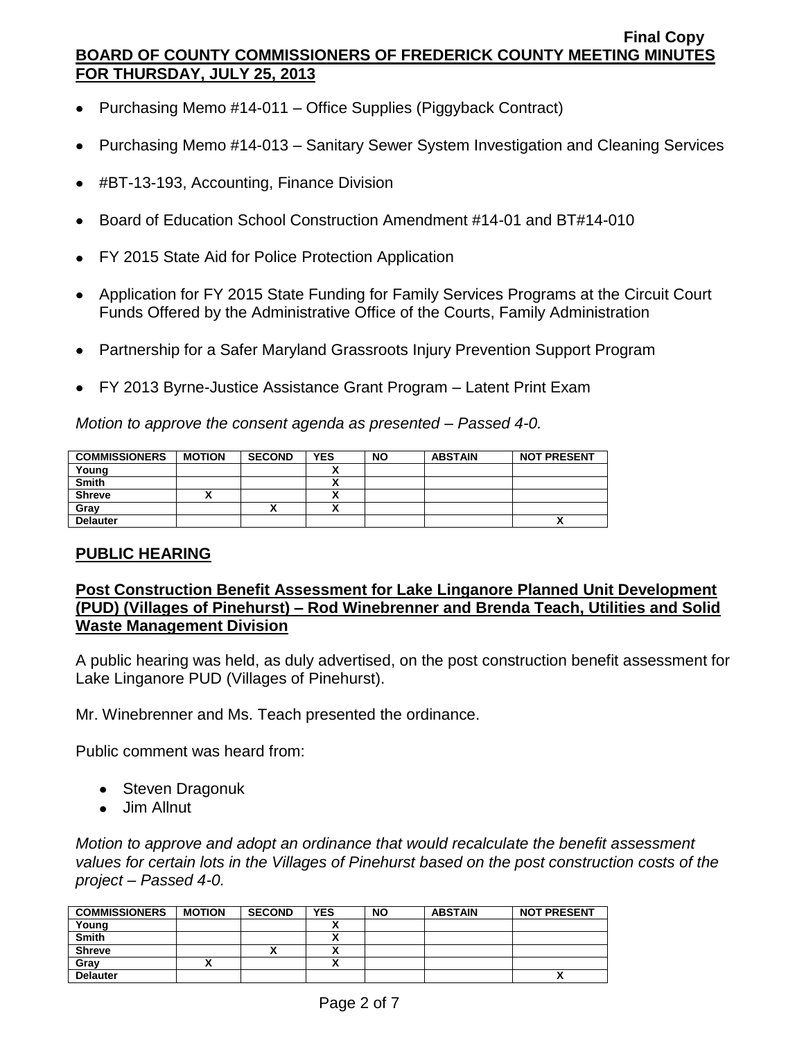- Purchasing Memo #14-011 – Office Supplies (Piggyback Contract)
- Purchasing Memo #14-013 – Sanitary Sewer System Investigation and Cleaning Services
- #BT-13-193, Accounting, Finance Division
- Board of Education School Construction Amendment #14-01 and BT#14-010
- FY 2015 State Aid for Police Protection Application
- Application for FY 2015 State Funding for Family Services Programs at the Circuit Court Funds Offered by the Administrative Office of the Courts, Family Administration
- Partnership for a Safer Maryland Grassroots Injury Prevention Support Program
- FY 2013 Byrne-Justice Assistance Grant Program – Latent Print Exam

*Motion to approve the consent agenda as presented – Passed 4-0.*

| COMMISSIONERS | MOTION | SECOND | YES | NO | ABSTAIN | NOT PRESENT |
|---|---|---|---|---|---|---|
| Young | | | X | | | |
| Smith | | | X | | | |
| Shreve | X | | X | | | |
| Gray | | X | X | | | |
| Delauter | | | | | | X |

## PUBLIC HEARING

### Post Construction Benefit Assessment for Lake Linganore Planned Unit Development (PUD) (Villages of Pinehurst) – Rod Winebrenner and Brenda Teach, Utilities and Solid Waste Management Division

A public hearing was held, as duly advertised, on the post construction benefit assessment for Lake Linganore PUD (Villages of Pinehurst).

Mr. Winebrenner and Ms. Teach presented the ordinance.

Public comment was heard from:

- Steven Dragonuk
- Jim Allnut

*Motion to approve and adopt an ordinance that would recalculate the benefit assessment values for certain lots in the Villages of Pinehurst based on the post construction costs of the project – Passed 4-0.*

| COMMISSIONERS | MOTION | SECOND | YES | NO | ABSTAIN | NOT PRESENT |
|---|---|---|---|---|---|---|
| Young | | | X | | | |
| Smith | | | X | | | |
| Shreve | | X | X | | | |
| Gray | X | | X | | | |
| Delauter | | | | | | X |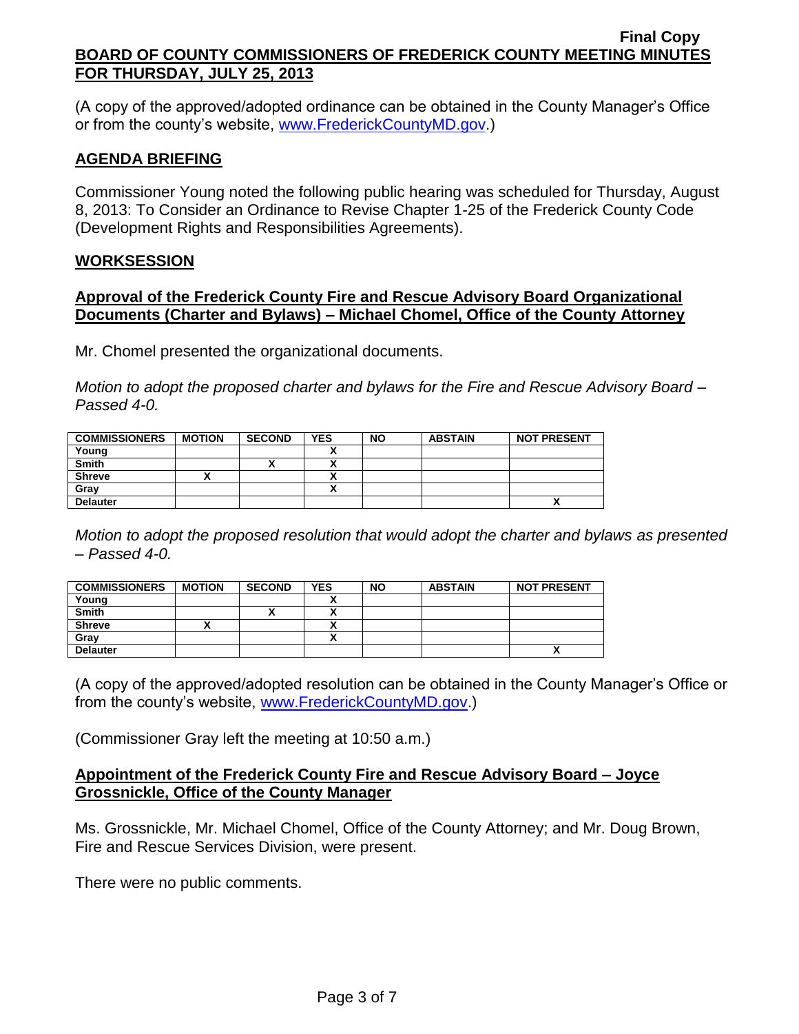(A copy of the approved/adopted ordinance can be obtained in the County Manager's Office or from the county's website, www.FrederickCountyMD.gov.)

## AGENDA BRIEFING

Commissioner Young noted the following public hearing was scheduled for Thursday, August 8, 2013: To Consider an Ordinance to Revise Chapter 1-25 of the Frederick County Code (Development Rights and Responsibilities Agreements).

## WORKSESSION

### Approval of the Frederick County Fire and Rescue Advisory Board Organizational Documents (Charter and Bylaws) – Michael Chomel, Office of the County Attorney

Mr. Chomel presented the organizational documents.

*Motion to adopt the proposed charter and bylaws for the Fire and Rescue Advisory Board – Passed 4-0.*

| COMMISSIONERS | MOTION | SECOND | YES | NO | ABSTAIN | NOT PRESENT |
|---|---|---|---|---|---|---|
| Young | | | X | | | |
| Smith | | X | X | | | |
| Shreve | X | | X | | | |
| Gray | | | X | | | |
| Delauter | | | | | | X |

*Motion to adopt the proposed resolution that would adopt the charter and bylaws as presented – Passed 4-0.*

| COMMISSIONERS | MOTION | SECOND | YES | NO | ABSTAIN | NOT PRESENT |
|---|---|---|---|---|---|---|
| Young | | | X | | | |
| Smith | | X | X | | | |
| Shreve | X | | X | | | |
| Gray | | | X | | | |
| Delauter | | | | | | X |

(A copy of the approved/adopted resolution can be obtained in the County Manager's Office or from the county's website, www.FrederickCountyMD.gov.)

(Commissioner Gray left the meeting at 10:50 a.m.)

### Appointment of the Frederick County Fire and Rescue Advisory Board – Joyce Grossnickle, Office of the County Manager

Ms. Grossnickle, Mr. Michael Chomel, Office of the County Attorney; and Mr. Doug Brown, Fire and Rescue Services Division, were present.

There were no public comments.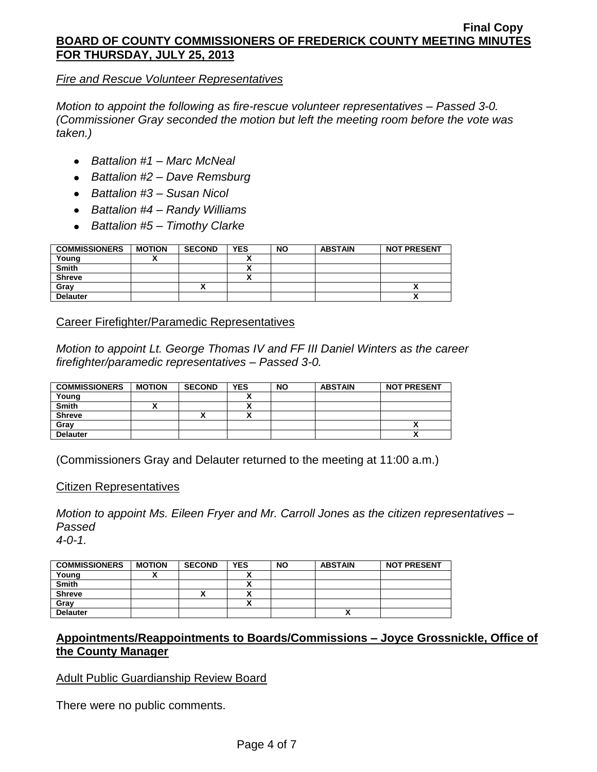*Fire and Rescue Volunteer Representatives*

*Motion to appoint the following as fire-rescue volunteer representatives – Passed 3-0. (Commissioner Gray seconded the motion but left the meeting room before the vote was taken.)*

- *Battalion #1 – Marc McNeal*
- *Battalion #2 – Dave Remsburg*
- *Battalion #3 – Susan Nicol*
- *Battalion #4 – Randy Williams*
- *Battalion #5 – Timothy Clarke*

| COMMISSIONERS | MOTION | SECOND | YES | NO | ABSTAIN | NOT PRESENT |
|---|---|---|---|---|---|---|
| Young | X | | X | | | |
| Smith | | | X | | | |
| Shreve | | | X | | | |
| Gray | | X | | | | X |
| Delauter | | | | | | X |

Career Firefighter/Paramedic Representatives

*Motion to appoint Lt. George Thomas IV and FF III Daniel Winters as the career firefighter/paramedic representatives – Passed 3-0.*

| COMMISSIONERS | MOTION | SECOND | YES | NO | ABSTAIN | NOT PRESENT |
|---|---|---|---|---|---|---|
| Young | | | X | | | |
| Smith | X | | X | | | |
| Shreve | | X | X | | | |
| Gray | | | | | | X |
| Delauter | | | | | | X |

(Commissioners Gray and Delauter returned to the meeting at 11:00 a.m.)

Citizen Representatives

*Motion to appoint Ms. Eileen Fryer and Mr. Carroll Jones as the citizen representatives – Passed 4-0-1.*

| COMMISSIONERS | MOTION | SECOND | YES | NO | ABSTAIN | NOT PRESENT |
|---|---|---|---|---|---|---|
| Young | X | | X | | | |
| Smith | | | X | | | |
| Shreve | | X | X | | | |
| Gray | | | X | | | |
| Delauter | | | | | X | |

## **Appointments/Reappointments to Boards/Commissions – Joyce Grossnickle, Office of the County Manager**

Adult Public Guardianship Review Board

There were no public comments.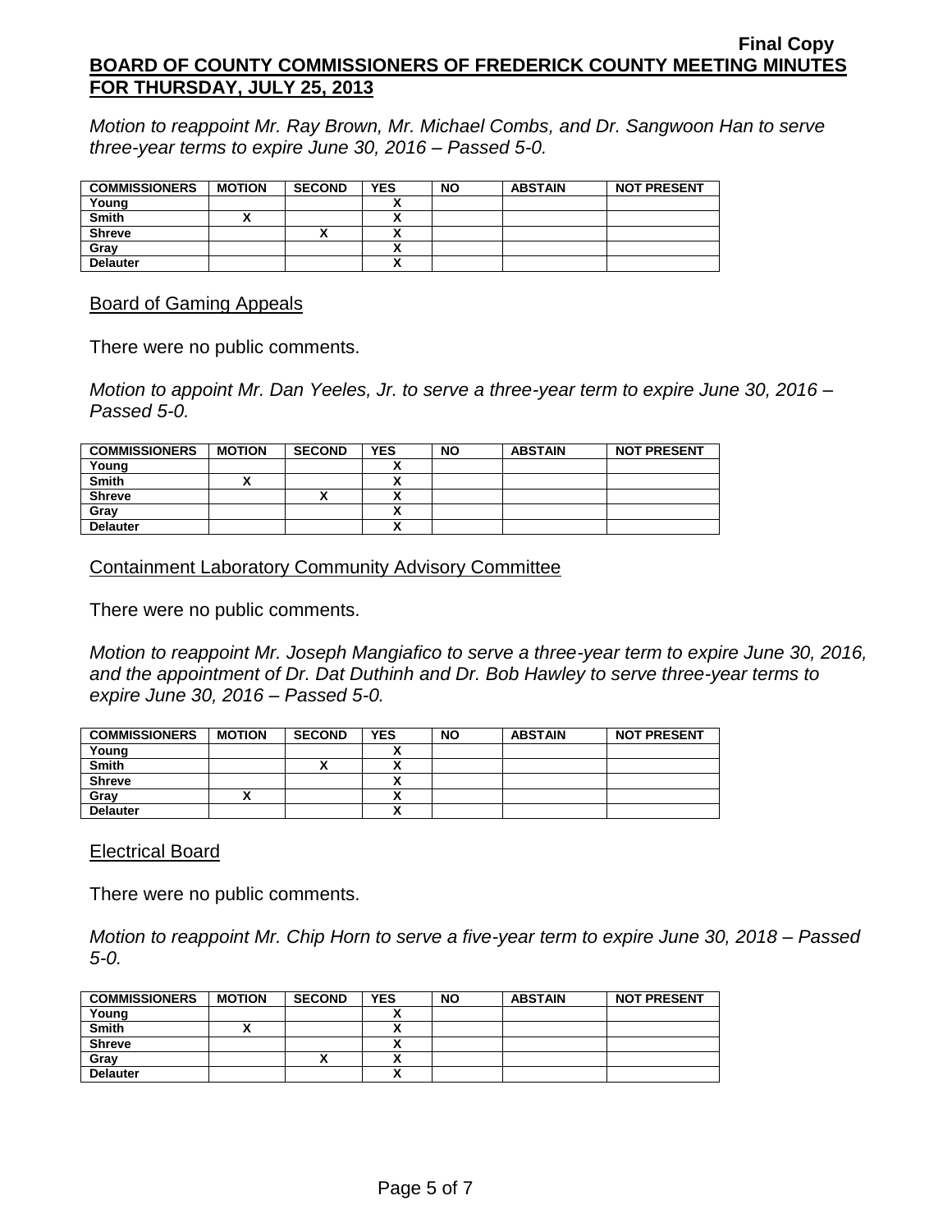*Motion to reappoint Mr. Ray Brown, Mr. Michael Combs, and Dr. Sangwoon Han to serve three-year terms to expire June 30, 2016 – Passed 5-0.*

| COMMISSIONERS | MOTION | SECOND | YES | NO | ABSTAIN | NOT PRESENT |
|---|---|---|---|---|---|---|
| Young | | | X | | | |
| Smith | X | | X | | | |
| Shreve | | X | X | | | |
| Gray | | | X | | | |
| Delauter | | | X | | | |

## Board of Gaming Appeals

There were no public comments.

*Motion to appoint Mr. Dan Yeeles, Jr. to serve a three-year term to expire June 30, 2016 – Passed 5-0.*

| COMMISSIONERS | MOTION | SECOND | YES | NO | ABSTAIN | NOT PRESENT |
|---|---|---|---|---|---|---|
| Young | | | X | | | |
| Smith | X | | X | | | |
| Shreve | | X | X | | | |
| Gray | | | X | | | |
| Delauter | | | X | | | |

## Containment Laboratory Community Advisory Committee

There were no public comments.

*Motion to reappoint Mr. Joseph Mangiafico to serve a three-year term to expire June 30, 2016, and the appointment of Dr. Dat Duthinh and Dr. Bob Hawley to serve three-year terms to expire June 30, 2016 – Passed 5-0.*

| COMMISSIONERS | MOTION | SECOND | YES | NO | ABSTAIN | NOT PRESENT |
|---|---|---|---|---|---|---|
| Young | | | X | | | |
| Smith | | X | X | | | |
| Shreve | | | X | | | |
| Gray | X | | X | | | |
| Delauter | | | X | | | |

## Electrical Board

There were no public comments.

*Motion to reappoint Mr. Chip Horn to serve a five-year term to expire June 30, 2018 – Passed 5-0.*

| COMMISSIONERS | MOTION | SECOND | YES | NO | ABSTAIN | NOT PRESENT |
|---|---|---|---|---|---|---|
| Young | | | X | | | |
| Smith | X | | X | | | |
| Shreve | | | X | | | |
| Gray | | X | X | | | |
| Delauter | | | X | | | |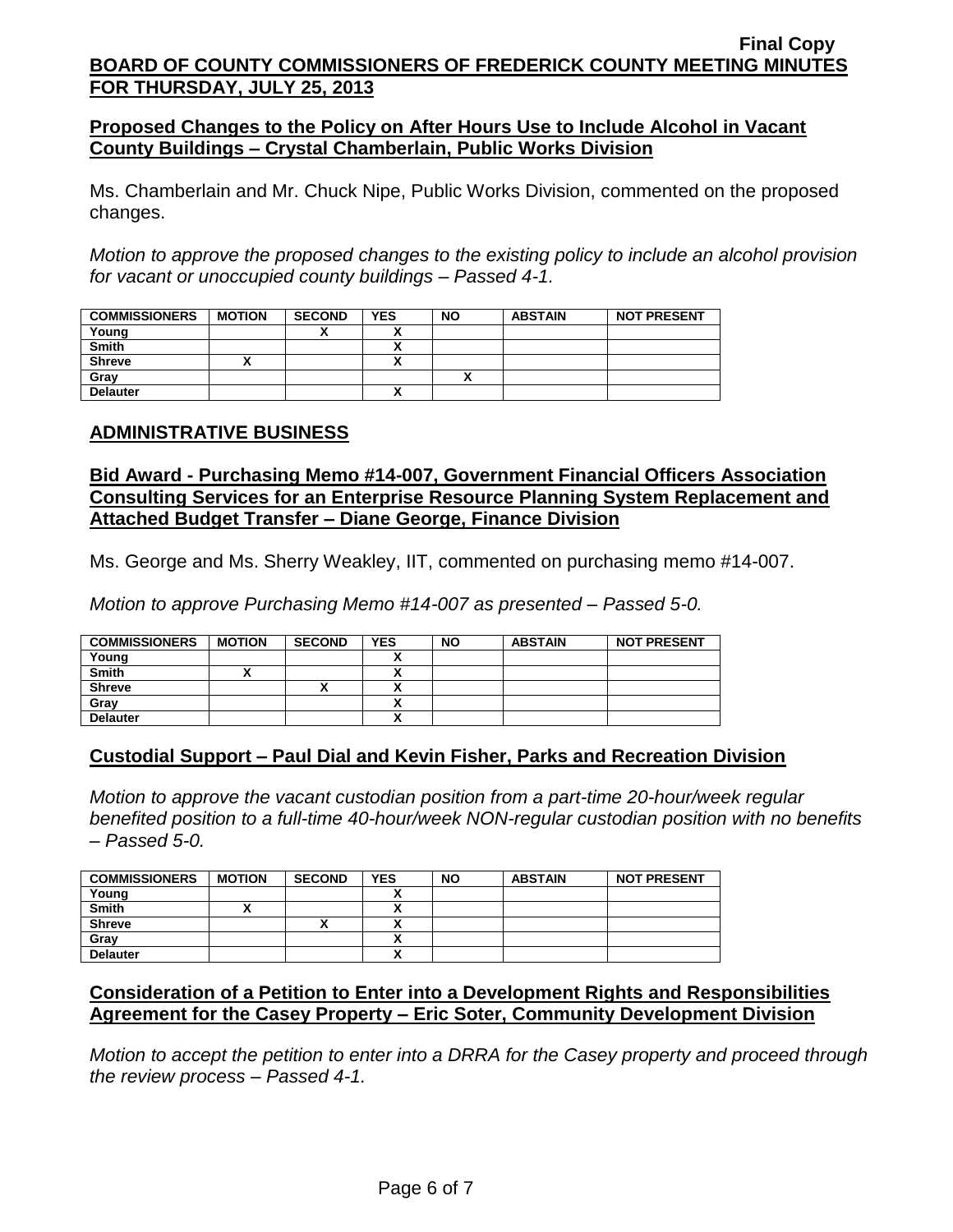## Proposed Changes to the Policy on After Hours Use to Include Alcohol in Vacant County Buildings – Crystal Chamberlain, Public Works Division

Ms. Chamberlain and Mr. Chuck Nipe, Public Works Division, commented on the proposed changes.

*Motion to approve the proposed changes to the existing policy to include an alcohol provision for vacant or unoccupied county buildings – Passed 4-1.*

| COMMISSIONERS | MOTION | SECOND | YES | NO | ABSTAIN | NOT PRESENT |
|---|---|---|---|---|---|---|
| Young | | X | X | | | |
| Smith | | | X | | | |
| Shreve | X | | X | | | |
| Gray | | | | X | | |
| Delauter | | | X | | | |

## ADMINISTRATIVE BUSINESS

## Bid Award - Purchasing Memo #14-007, Government Financial Officers Association Consulting Services for an Enterprise Resource Planning System Replacement and Attached Budget Transfer – Diane George, Finance Division

Ms. George and Ms. Sherry Weakley, IIT, commented on purchasing memo #14-007.

*Motion to approve Purchasing Memo #14-007 as presented – Passed 5-0.*

| COMMISSIONERS | MOTION | SECOND | YES | NO | ABSTAIN | NOT PRESENT |
|---|---|---|---|---|---|---|
| Young | | | X | | | |
| Smith | X | | X | | | |
| Shreve | | X | X | | | |
| Gray | | | X | | | |
| Delauter | | | X | | | |

## Custodial Support – Paul Dial and Kevin Fisher, Parks and Recreation Division

*Motion to approve the vacant custodian position from a part-time 20-hour/week regular benefited position to a full-time 40-hour/week NON-regular custodian position with no benefits – Passed 5-0.*

| COMMISSIONERS | MOTION | SECOND | YES | NO | ABSTAIN | NOT PRESENT |
|---|---|---|---|---|---|---|
| Young | | | X | | | |
| Smith | X | | X | | | |
| Shreve | | X | X | | | |
| Gray | | | X | | | |
| Delauter | | | X | | | |

## Consideration of a Petition to Enter into a Development Rights and Responsibilities Agreement for the Casey Property – Eric Soter, Community Development Division

*Motion to accept the petition to enter into a DRRA for the Casey property and proceed through the review process – Passed 4-1.*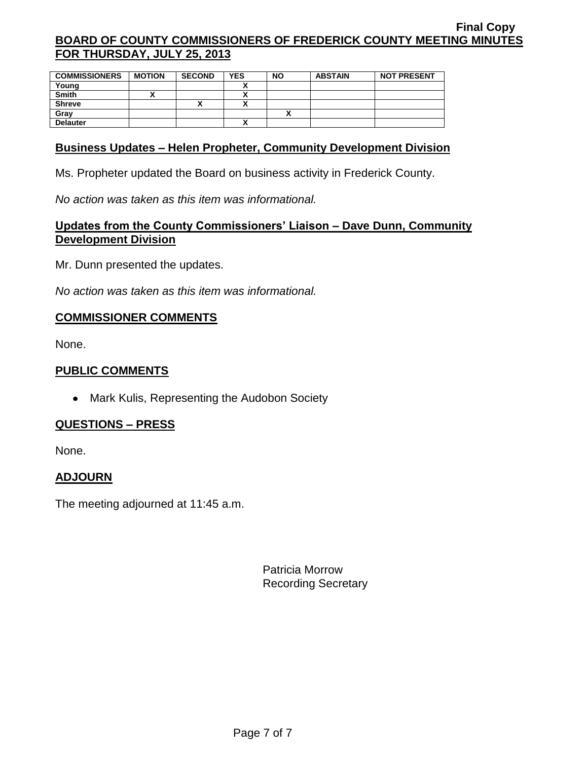Final Copy

**BOARD OF COUNTY COMMISSIONERS OF FREDERICK COUNTY MEETING MINUTES FOR THURSDAY, JULY 25, 2013**

| COMMISSIONERS | MOTION | SECOND | YES | NO | ABSTAIN | NOT PRESENT |
|---|---|---|---|---|---|---|
| Young | | | X | | | |
| Smith | X | | X | | | |
| Shreve | | X | X | | | |
| Gray | | | | X | | |
| Delauter | | | X | | | |

## Business Updates – Helen Propheter, Community Development Division

Ms. Propheter updated the Board on business activity in Frederick County.

*No action was taken as this item was informational.*

## Updates from the County Commissioners' Liaison – Dave Dunn, Community Development Division

Mr. Dunn presented the updates.

*No action was taken as this item was informational.*

## COMMISSIONER COMMENTS

None.

## PUBLIC COMMENTS

- Mark Kulis, Representing the Audobon Society

## QUESTIONS – PRESS

None.

## ADJOURN

The meeting adjourned at 11:45 a.m.

Patricia Morrow
Recording Secretary